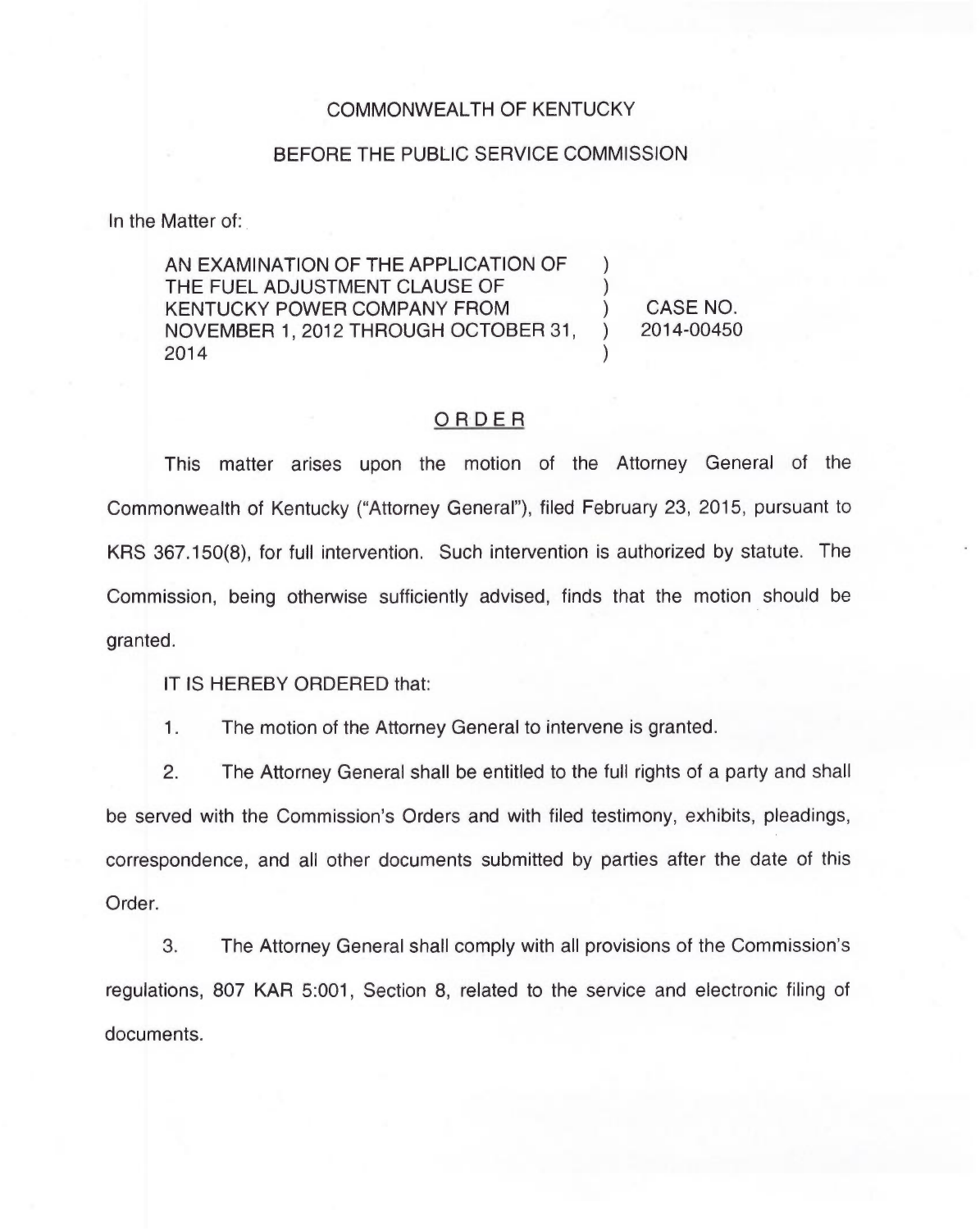COMMONWEALTH OF KENTUCKY

BEFORE THE PUBLIC SERVICE COMMISSION

In the Matter of:

AN EXAMINATION OF THE APPLICATION OF THE FUEL ADJUSTMENT CLAUSE OF KENTUCKY POWER COMPANY FROM NOVEMBER 1, 2012 THROUGH OCTOBER 31, 2014 ) CASE NO. 2014-00450

## ORDER

This matter arises upon the motion of the Attorney General of the Commonwealth of Kentucky ("Attorney General"), filed February 23, 2015, pursuant to KRS 367.150(8), for full intervention. Such intervention is authorized by statute. The Commission, being otherwise sufficiently advised, finds that the motion should be granted.

IT IS HEREBY ORDERED that:

1. The motion of the Attorney General to intervene is granted.

2. The Attorney General shall be entitled to the full rights of a party and shall be served with the Commission's Orders and with filed testimony, exhibits, pleadings, correspondence, and all other documents submitted by parties after the date of this Order.

3. The Attorney General shall comply with all provisions of the Commission's regulations, 807 KAR 5:001, Section 8, related to the service and electronic filing of documents.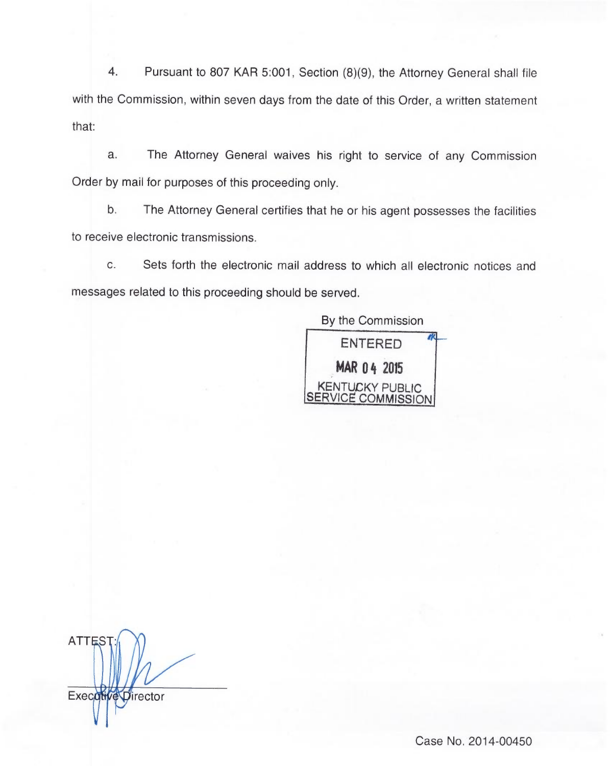4. Pursuant to 807 KAR 5:001, Section (8)(9), the Attorney General shall file with the Commission, within seven days from the date of this Order, a written statement that:

a. The Attorney General waives his right to service of any Commission Order by mail for purposes of this proceeding only.

b. The Attorney General certifies that he or his agent possesses the facilities to receive electronic transmissions.

c. Sets forth the electronic mail address to which all electronic notices and messages related to this proceeding should be served.

By the Commission

ENTERED

MAR 04 2015

KENTUCKY PUBLIC SERVICE COMMISSION

ATTEST:

Executive Director

Case No. 2014-00450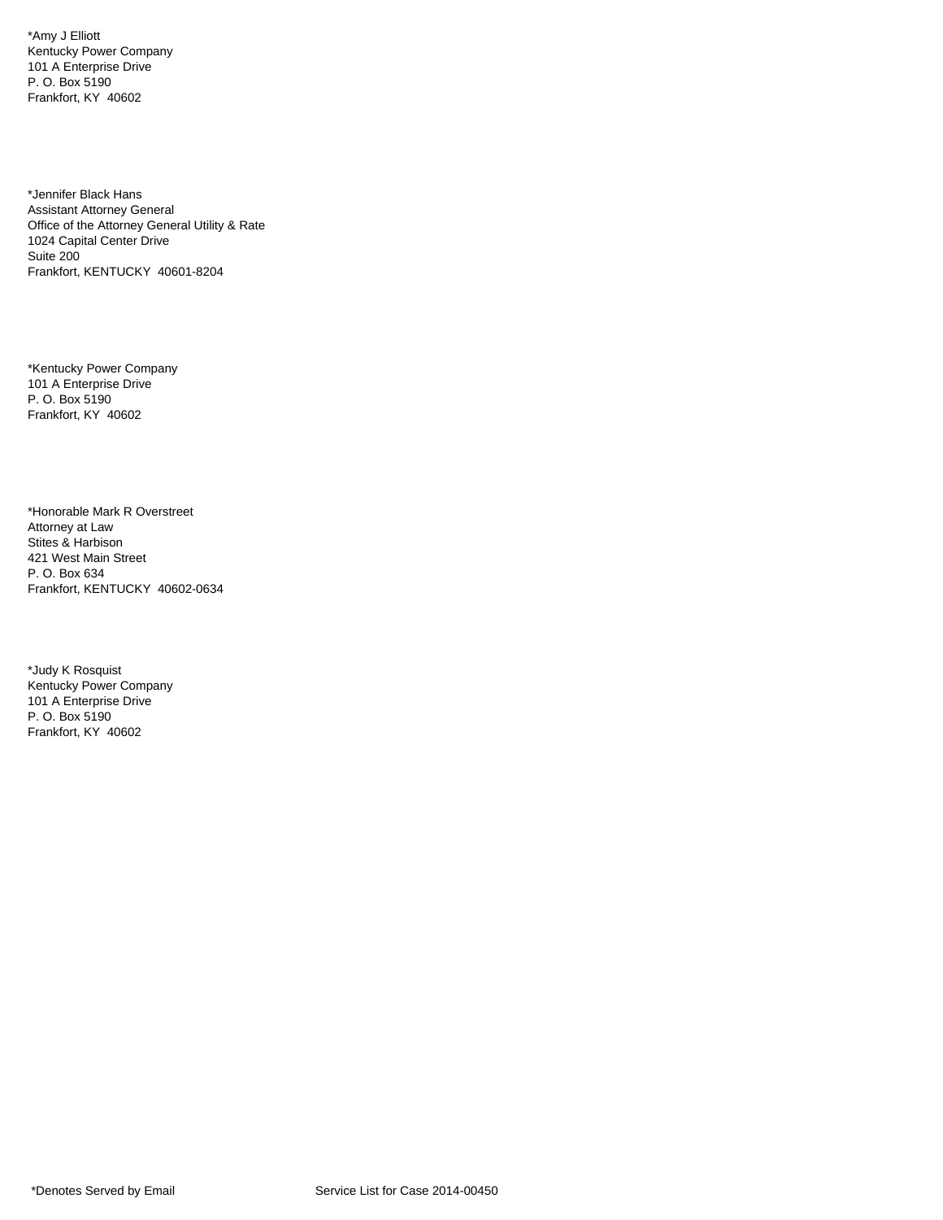*Amy J Elliott
Kentucky Power Company
101 A Enterprise Drive
P. O. Box 5190
Frankfort, KY  40602

*Jennifer Black Hans
Assistant Attorney General
Office of the Attorney General Utility & Rate
1024 Capital Center Drive
Suite 200
Frankfort, KENTUCKY  40601-8204

*Kentucky Power Company
101 A Enterprise Drive
P. O. Box 5190
Frankfort, KY  40602

*Honorable Mark R Overstreet
Attorney at Law
Stites & Harbison
421 West Main Street
P. O. Box 634
Frankfort, KENTUCKY  40602-0634

*Judy K Rosquist
Kentucky Power Company
101 A Enterprise Drive
P. O. Box 5190
Frankfort, KY  40602

*Denotes Served by Email

Service List for Case 2014-00450